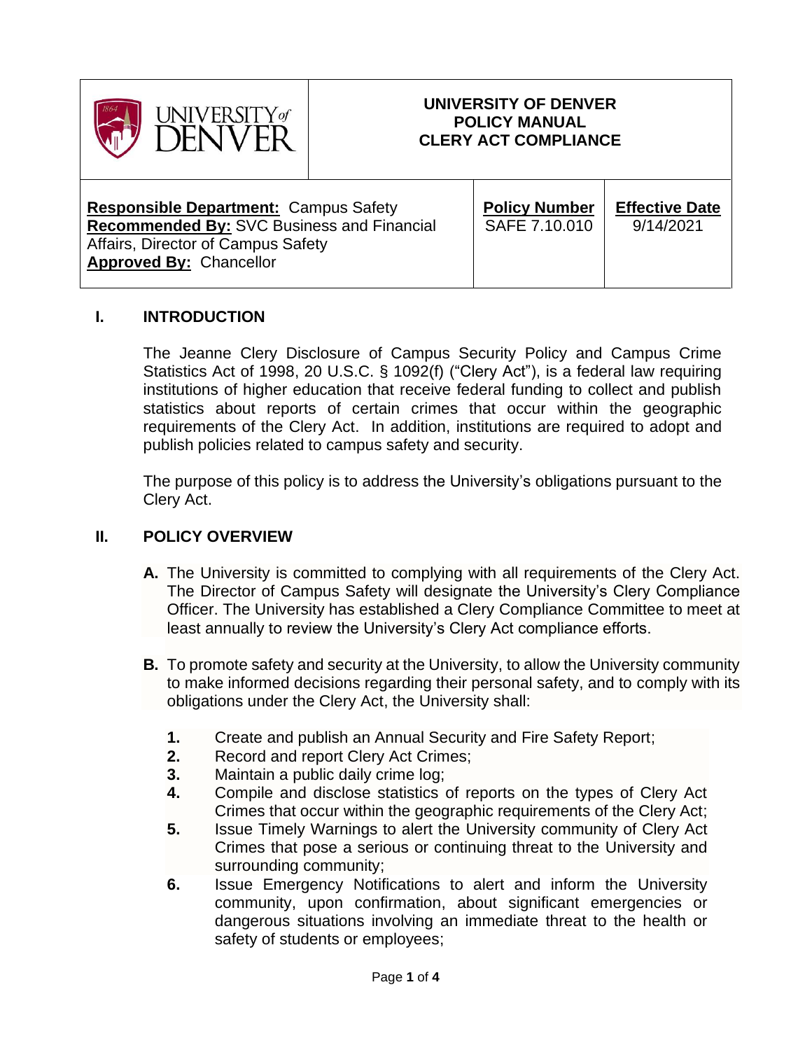| UNIVERSITY of DENVER | UNIVERSITY OF DENVER<br>POLICY MANUAL<br>CLERY ACT COMPLIANCE | |
|---|---|---|
| **Responsible Department:** Campus Safety<br>**Recommended By:** SVC Business and Financial Affairs, Director of Campus Safety<br>**Approved By:** Chancellor | **Policy Number**<br>SAFE 7.10.010 | **Effective Date**<br>9/14/2021 |

## I. INTRODUCTION

The Jeanne Clery Disclosure of Campus Security Policy and Campus Crime Statistics Act of 1998, 20 U.S.C. § 1092(f) ("Clery Act"), is a federal law requiring institutions of higher education that receive federal funding to collect and publish statistics about reports of certain crimes that occur within the geographic requirements of the Clery Act. In addition, institutions are required to adopt and publish policies related to campus safety and security.

The purpose of this policy is to address the University's obligations pursuant to the Clery Act.

## II. POLICY OVERVIEW

**A.** The University is committed to complying with all requirements of the Clery Act. The Director of Campus Safety will designate the University's Clery Compliance Officer. The University has established a Clery Compliance Committee to meet at least annually to review the University's Clery Act compliance efforts.

**B.** To promote safety and security at the University, to allow the University community to make informed decisions regarding their personal safety, and to comply with its obligations under the Clery Act, the University shall:

1. Create and publish an Annual Security and Fire Safety Report;
2. Record and report Clery Act Crimes;
3. Maintain a public daily crime log;
4. Compile and disclose statistics of reports on the types of Clery Act Crimes that occur within the geographic requirements of the Clery Act;
5. Issue Timely Warnings to alert the University community of Clery Act Crimes that pose a serious or continuing threat to the University and surrounding community;
6. Issue Emergency Notifications to alert and inform the University community, upon confirmation, about significant emergencies or dangerous situations involving an immediate threat to the health or safety of students or employees;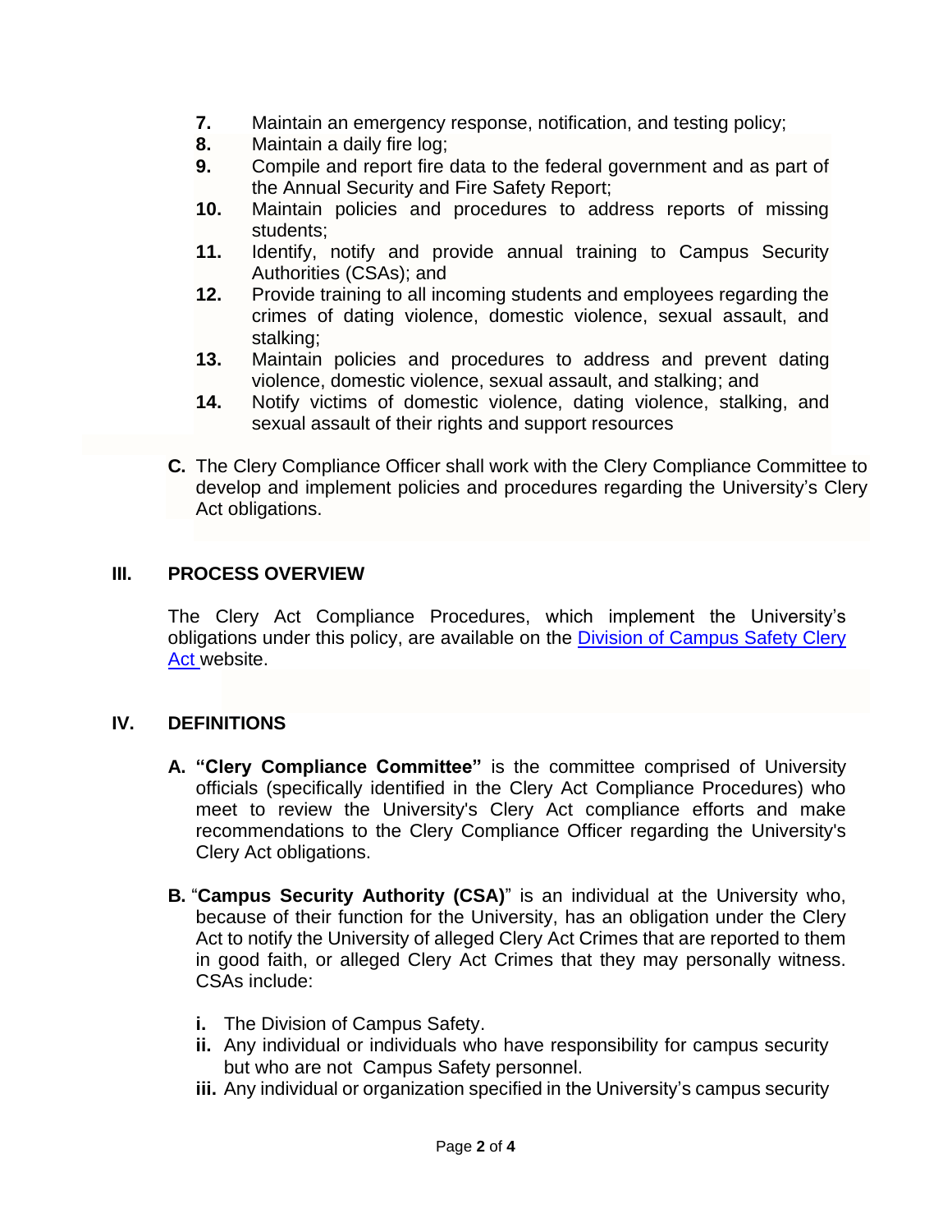7. Maintain an emergency response, notification, and testing policy;
8. Maintain a daily fire log;
9. Compile and report fire data to the federal government and as part of the Annual Security and Fire Safety Report;
10. Maintain policies and procedures to address reports of missing students;
11. Identify, notify and provide annual training to Campus Security Authorities (CSAs); and
12. Provide training to all incoming students and employees regarding the crimes of dating violence, domestic violence, sexual assault, and stalking;
13. Maintain policies and procedures to address and prevent dating violence, domestic violence, sexual assault, and stalking; and
14. Notify victims of domestic violence, dating violence, stalking, and sexual assault of their rights and support resources

**C.** The Clery Compliance Officer shall work with the Clery Compliance Committee to develop and implement policies and procedures regarding the University's Clery Act obligations.

## III. PROCESS OVERVIEW

The Clery Act Compliance Procedures, which implement the University's obligations under this policy, are available on the Division of Campus Safety Clery Act website.

## IV. DEFINITIONS

**A. "Clery Compliance Committee"** is the committee comprised of University officials (specifically identified in the Clery Act Compliance Procedures) who meet to review the University's Clery Act compliance efforts and make recommendations to the Clery Compliance Officer regarding the University's Clery Act obligations.

**B.** "**Campus Security Authority (CSA)**" is an individual at the University who, because of their function for the University, has an obligation under the Clery Act to notify the University of alleged Clery Act Crimes that are reported to them in good faith, or alleged Clery Act Crimes that they may personally witness. CSAs include:

- **i.** The Division of Campus Safety.
- **ii.** Any individual or individuals who have responsibility for campus security but who are not Campus Safety personnel.
- **iii.** Any individual or organization specified in the University's campus security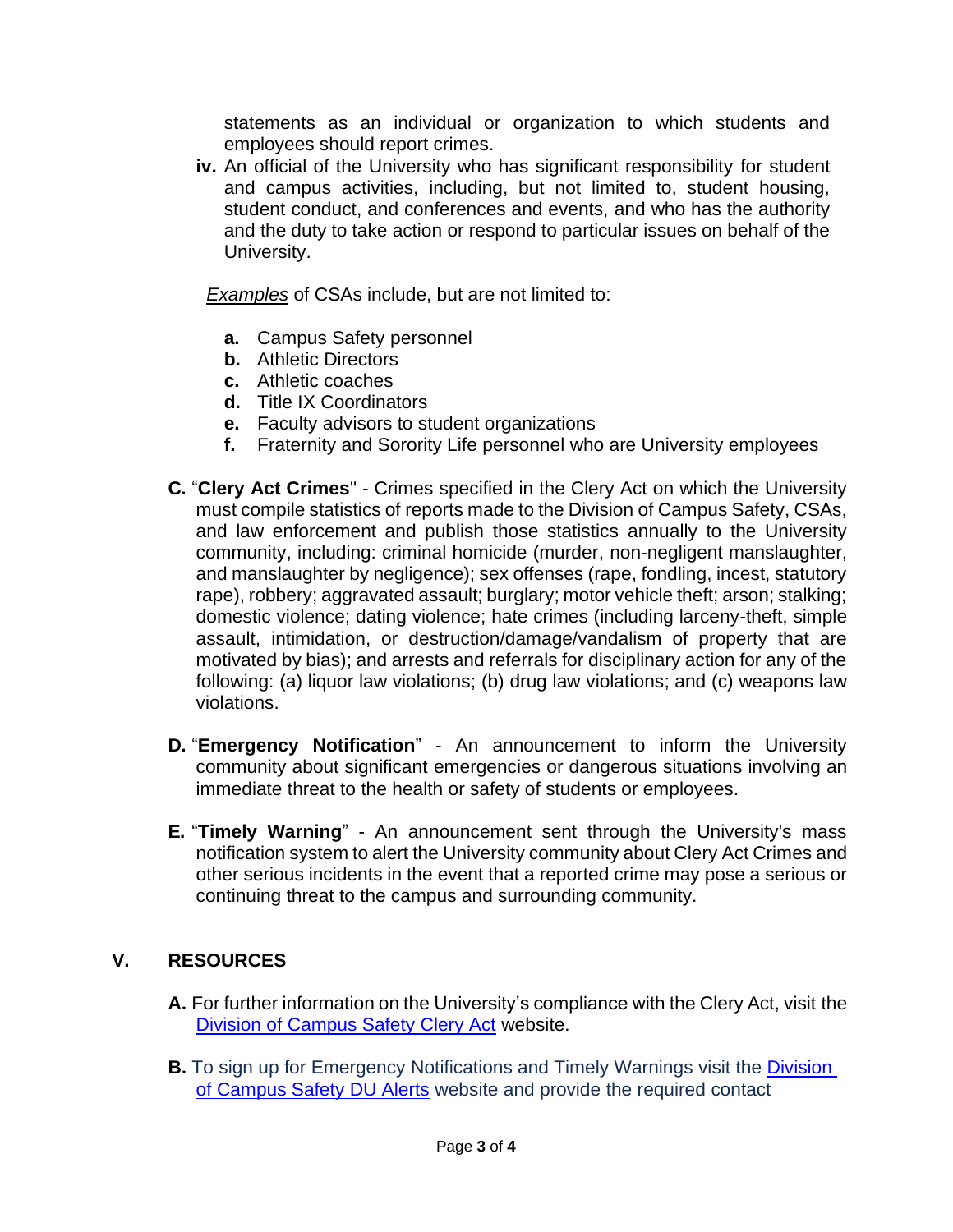statements as an individual or organization to which students and employees should report crimes.

**iv.** An official of the University who has significant responsibility for student and campus activities, including, but not limited to, student housing, student conduct, and conferences and events, and who has the authority and the duty to take action or respond to particular issues on behalf of the University.

*Examples* of CSAs include, but are not limited to:

- **a.** Campus Safety personnel
- **b.** Athletic Directors
- **c.** Athletic coaches
- **d.** Title IX Coordinators
- **e.** Faculty advisors to student organizations
- **f.** Fraternity and Sorority Life personnel who are University employees

**C.** "**Clery Act Crimes**" - Crimes specified in the Clery Act on which the University must compile statistics of reports made to the Division of Campus Safety, CSAs, and law enforcement and publish those statistics annually to the University community, including: criminal homicide (murder, non-negligent manslaughter, and manslaughter by negligence); sex offenses (rape, fondling, incest, statutory rape), robbery; aggravated assault; burglary; motor vehicle theft; arson; stalking; domestic violence; dating violence; hate crimes (including larceny-theft, simple assault, intimidation, or destruction/damage/vandalism of property that are motivated by bias); and arrests and referrals for disciplinary action for any of the following: (a) liquor law violations; (b) drug law violations; and (c) weapons law violations.

**D.** "**Emergency Notification**" - An announcement to inform the University community about significant emergencies or dangerous situations involving an immediate threat to the health or safety of students or employees.

**E.** "**Timely Warning**" - An announcement sent through the University's mass notification system to alert the University community about Clery Act Crimes and other serious incidents in the event that a reported crime may pose a serious or continuing threat to the campus and surrounding community.

## V. RESOURCES

**A.** For further information on the University's compliance with the Clery Act, visit the Division of Campus Safety Clery Act website.

**B.** To sign up for Emergency Notifications and Timely Warnings visit the Division of Campus Safety DU Alerts website and provide the required contact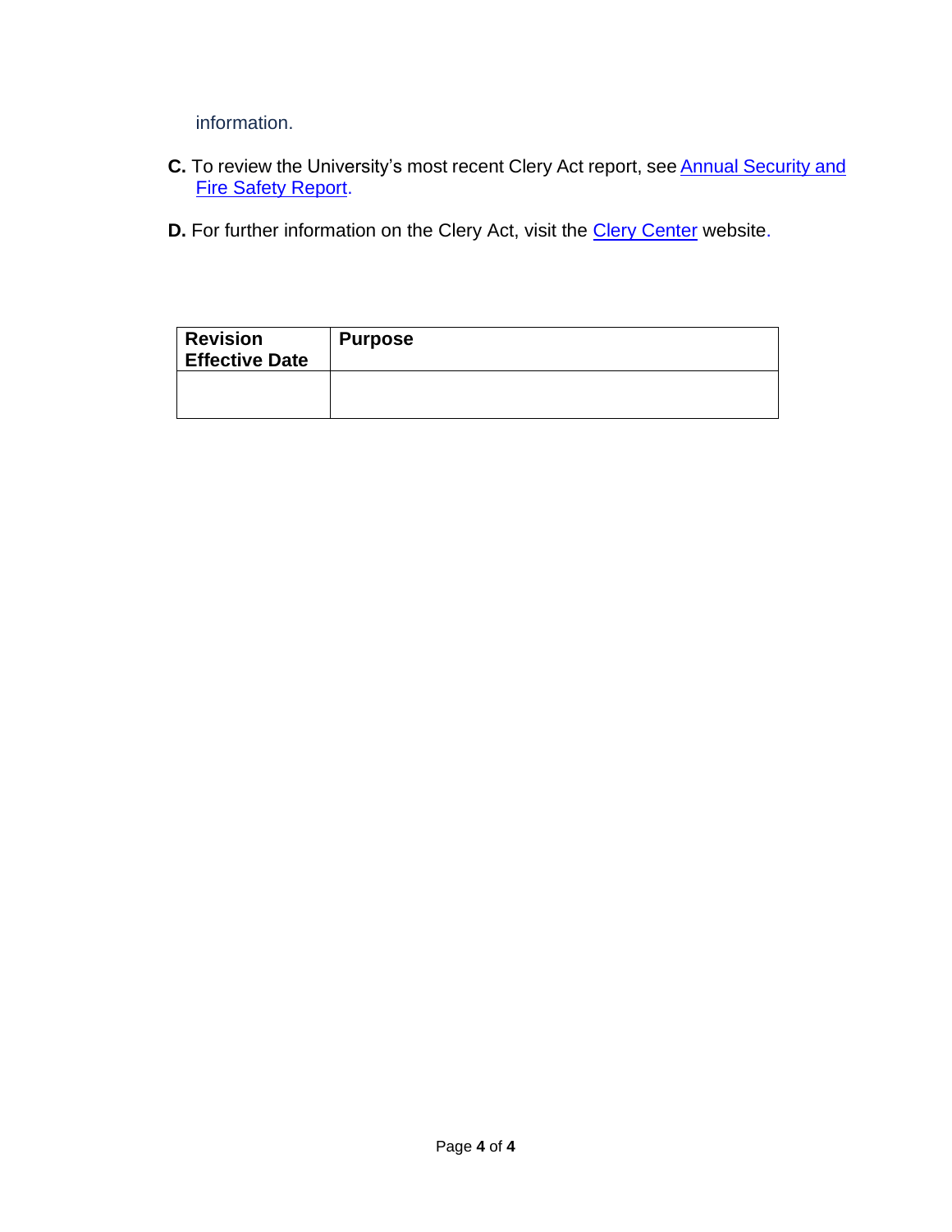information.

**C.** To review the University's most recent Clery Act report, see Annual Security and Fire Safety Report.

**D.** For further information on the Clery Act, visit the Clery Center website.

| **Revision Effective Date** | **Purpose** |
|---|---|
| | |